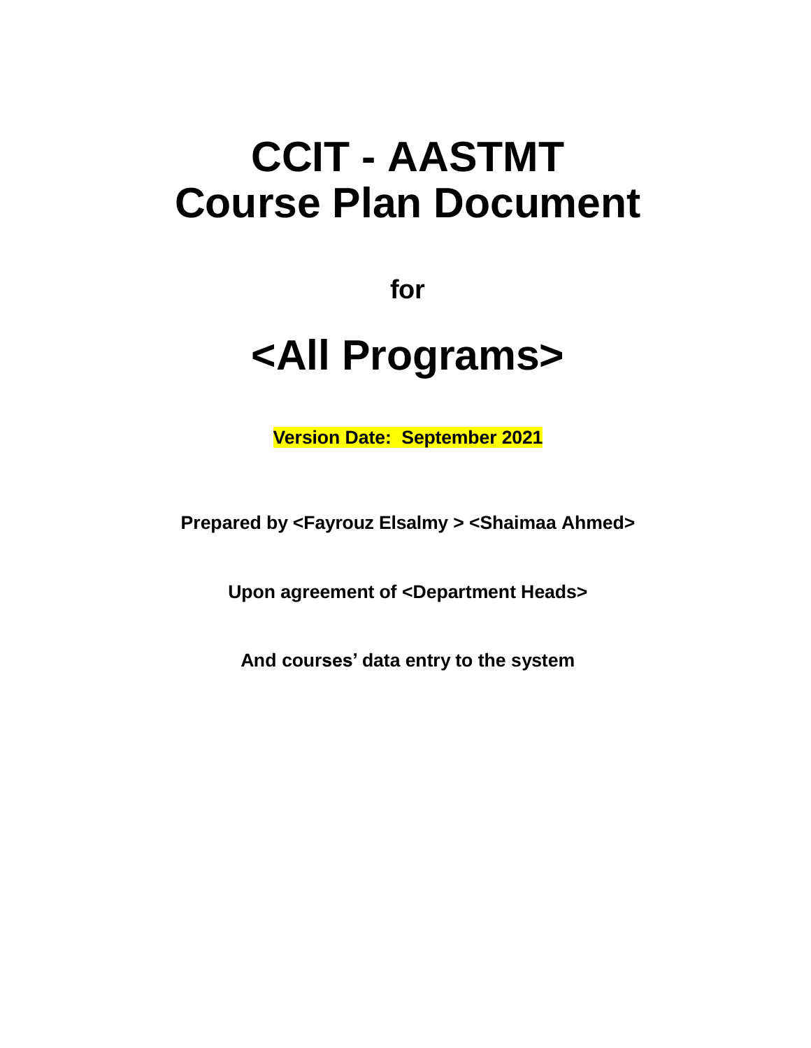# CCIT - AASTMT
# Course Plan Document

**for**

# <All Programs>

**Version Date:  September 2021**

**Prepared by <Fayrouz Elsalmy > <Shaimaa Ahmed>**

**Upon agreement of <Department Heads>**

**And courses' data entry to the system**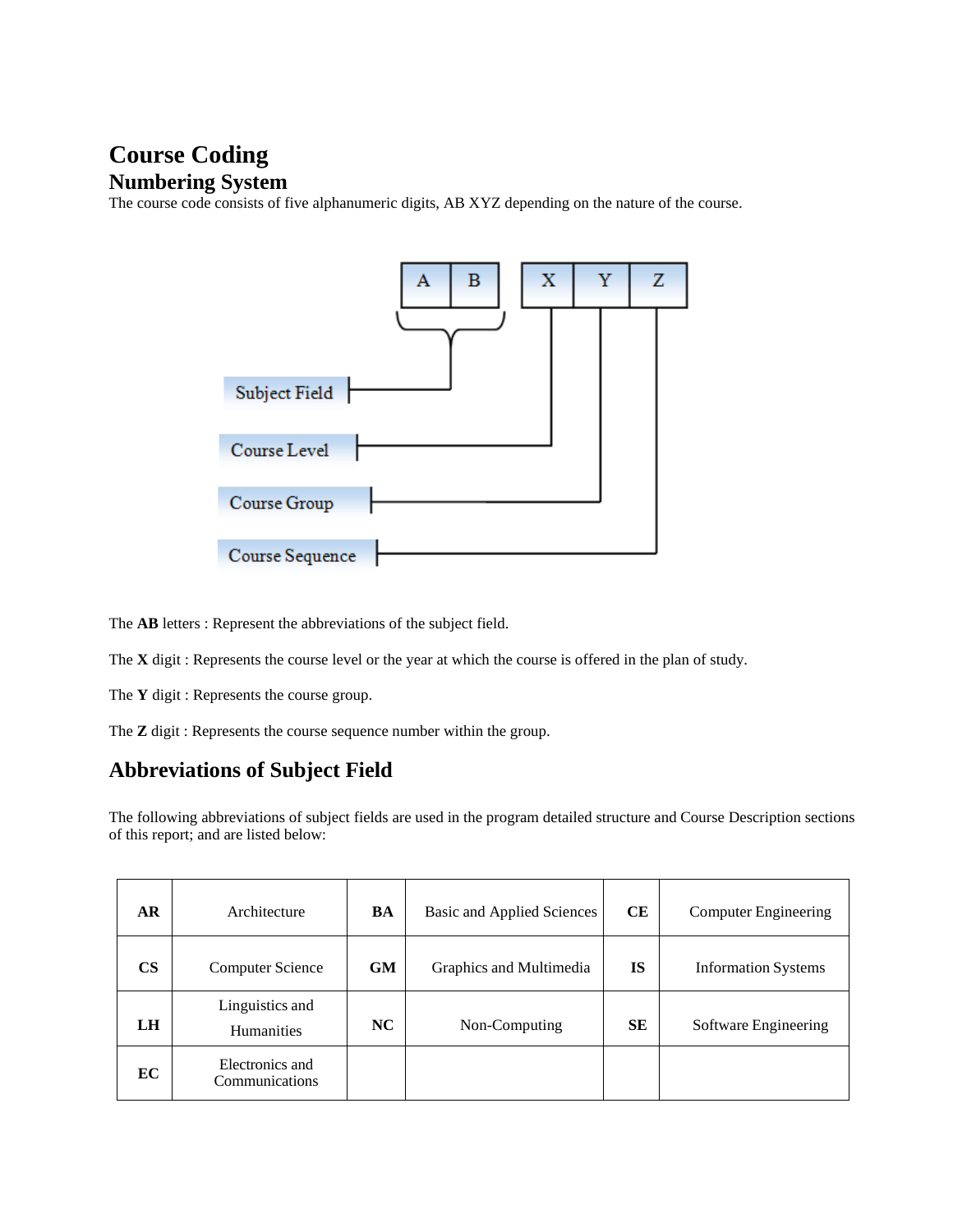# Course Coding

## Numbering System

The course code consists of five alphanumeric digits, AB XYZ depending on the nature of the course.

A B X Y Z

Subject Field

Course Level

Course Group

Course Sequence

The **AB** letters : Represent the abbreviations of the subject field.

The **X** digit : Represents the course level or the year at which the course is offered in the plan of study.

The **Y** digit : Represents the course group.

The **Z** digit : Represents the course sequence number within the group.

## Abbreviations of Subject Field

The following abbreviations of subject fields are used in the program detailed structure and Course Description sections of this report; and are listed below:

| | | | | | |
|---|---|---|---|---|---|
| **AR** | Architecture | **BA** | Basic and Applied Sciences | **CE** | Computer Engineering |
| **CS** | Computer Science | **GM** | Graphics and Multimedia | **IS** | Information Systems |
| **LH** | Linguistics and Humanities | **NC** | Non-Computing | **SE** | Software Engineering |
| **EC** | Electronics and Communications | | | | |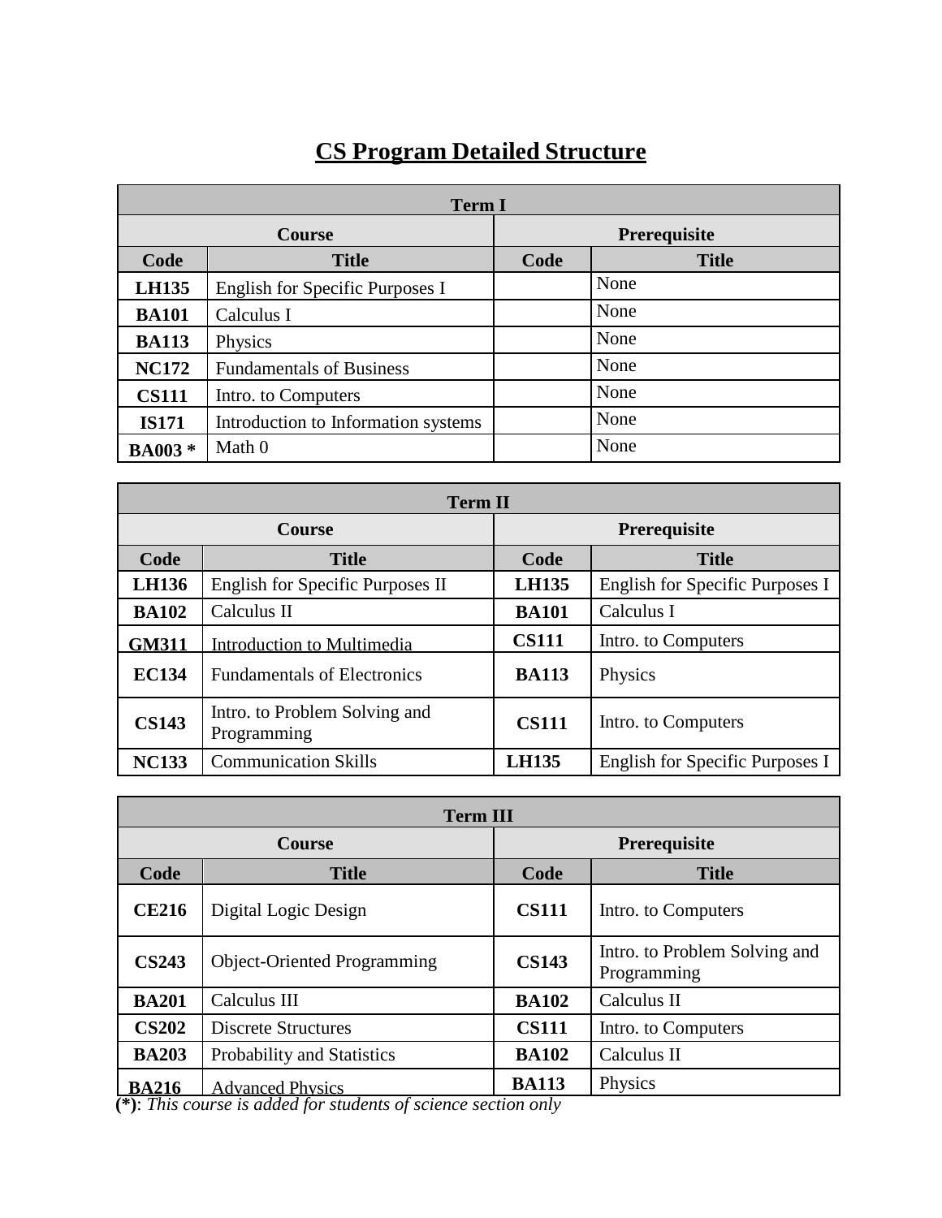# CS Program Detailed Structure

| Term I | | | |
|---|---|---|---|
| **Course** | | **Prerequisite** | |
| **Code** | **Title** | **Code** | **Title** |
| **LH135** | English for Specific Purposes I | | None |
| **BA101** | Calculus I | | None |
| **BA113** | Physics | | None |
| **NC172** | Fundamentals of Business | | None |
| **CS111** | Intro. to Computers | | None |
| **IS171** | Introduction to Information systems | | None |
| **BA003 *** | Math 0 | | None |

| Term II | | | |
|---|---|---|---|
| **Course** | | **Prerequisite** | |
| **Code** | **Title** | **Code** | **Title** |
| **LH136** | English for Specific Purposes II | **LH135** | English for Specific Purposes I |
| **BA102** | Calculus II | **BA101** | Calculus I |
| **GM311** | Introduction to Multimedia | **CS111** | Intro. to Computers |
| **EC134** | Fundamentals of Electronics | **BA113** | Physics |
| **CS143** | Intro. to Problem Solving and Programming | **CS111** | Intro. to Computers |
| **NC133** | Communication Skills | **LH135** | English for Specific Purposes I |

| Term III | | | |
|---|---|---|---|
| **Course** | | **Prerequisite** | |
| **Code** | **Title** | **Code** | **Title** |
| **CE216** | Digital Logic Design | **CS111** | Intro. to Computers |
| **CS243** | Object-Oriented Programming | **CS143** | Intro. to Problem Solving and Programming |
| **BA201** | Calculus III | **BA102** | Calculus II |
| **CS202** | Discrete Structures | **CS111** | Intro. to Computers |
| **BA203** | Probability and Statistics | **BA102** | Calculus II |
| **BA216** | Advanced Physics | **BA113** | Physics |

**(*)**: *This course is added for students of science section only*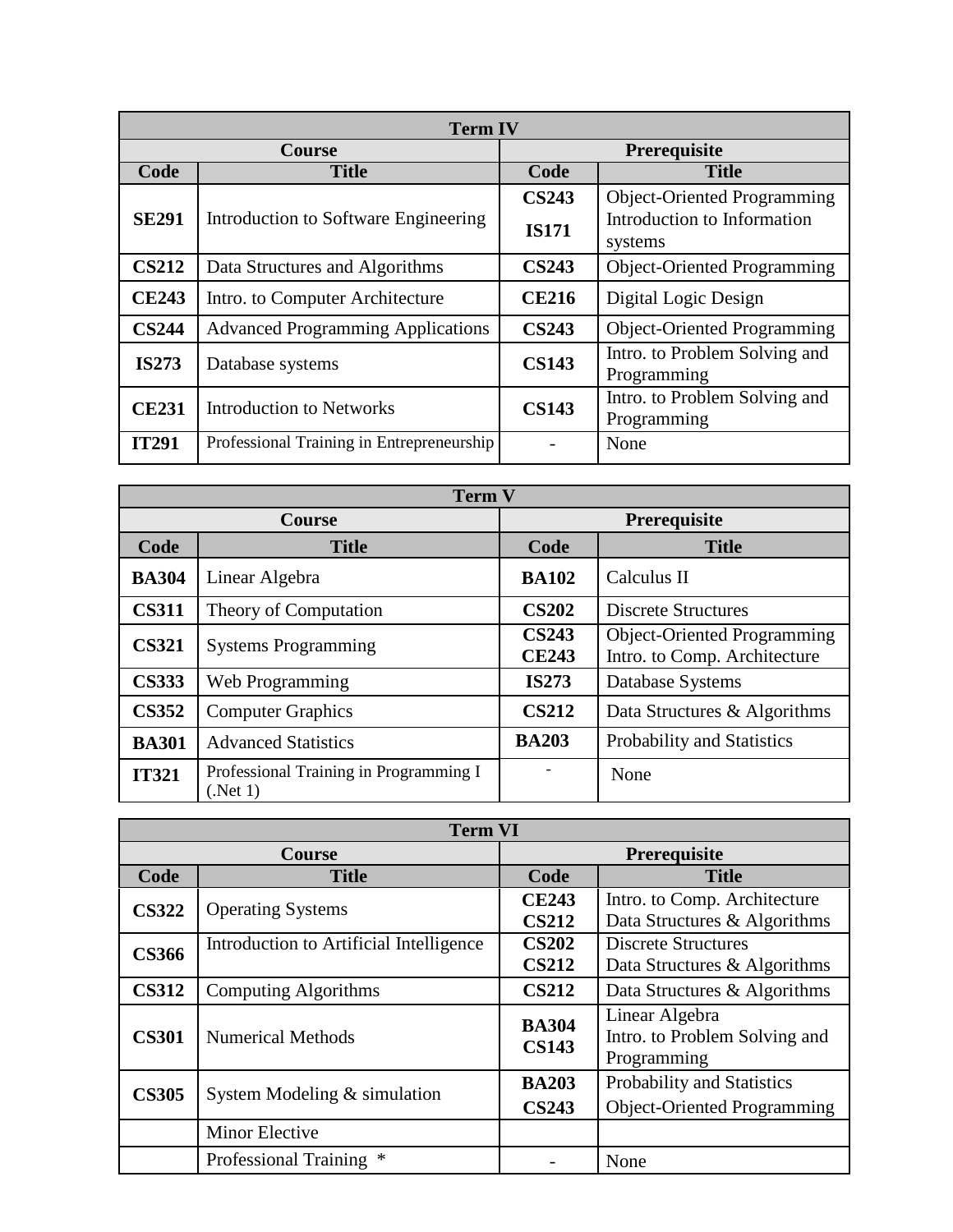| Term IV | | | |
|---|---|---|---|
| **Course** | | **Prerequisite** | |
| **Code** | **Title** | **Code** | **Title** |
| **SE291** | Introduction to Software Engineering | **CS243**<br>**IS171** | Object-Oriented Programming<br>Introduction to Information systems |
| **CS212** | Data Structures and Algorithms | **CS243** | Object-Oriented Programming |
| **CE243** | Intro. to Computer Architecture | **CE216** | Digital Logic Design |
| **CS244** | Advanced Programming Applications | **CS243** | Object-Oriented Programming |
| **IS273** | Database systems | **CS143** | Intro. to Problem Solving and Programming |
| **CE231** | Introduction to Networks | **CS143** | Intro. to Problem Solving and Programming |
| **IT291** | Professional Training in Entrepreneurship | - | None |

| Term V | | | |
|---|---|---|---|
| **Course** | | **Prerequisite** | |
| **Code** | **Title** | **Code** | **Title** |
| **BA304** | Linear Algebra | **BA102** | Calculus II |
| **CS311** | Theory of Computation | **CS202** | Discrete Structures |
| **CS321** | Systems Programming | **CS243**<br>**CE243** | Object-Oriented Programming<br>Intro. to Comp. Architecture |
| **CS333** | Web Programming | **IS273** | Database Systems |
| **CS352** | Computer Graphics | **CS212** | Data Structures & Algorithms |
| **BA301** | Advanced Statistics | **BA203** | Probability and Statistics |
| **IT321** | Professional Training in Programming I (.Net 1) | - | None |

| Term VI | | | |
|---|---|---|---|
| **Course** | | **Prerequisite** | |
| **Code** | **Title** | **Code** | **Title** |
| **CS322** | Operating Systems | **CE243**<br>**CS212** | Intro. to Comp. Architecture<br>Data Structures & Algorithms |
| **CS366** | Introduction to Artificial Intelligence | **CS202**<br>**CS212** | Discrete Structures<br>Data Structures & Algorithms |
| **CS312** | Computing Algorithms | **CS212** | Data Structures & Algorithms |
| **CS301** | Numerical Methods | **BA304**<br>**CS143** | Linear Algebra<br>Intro. to Problem Solving and Programming |
| **CS305** | System Modeling & simulation | **BA203**<br>**CS243** | Probability and Statistics<br>Object-Oriented Programming |
| | Minor Elective | | |
| | Professional Training * | - | None |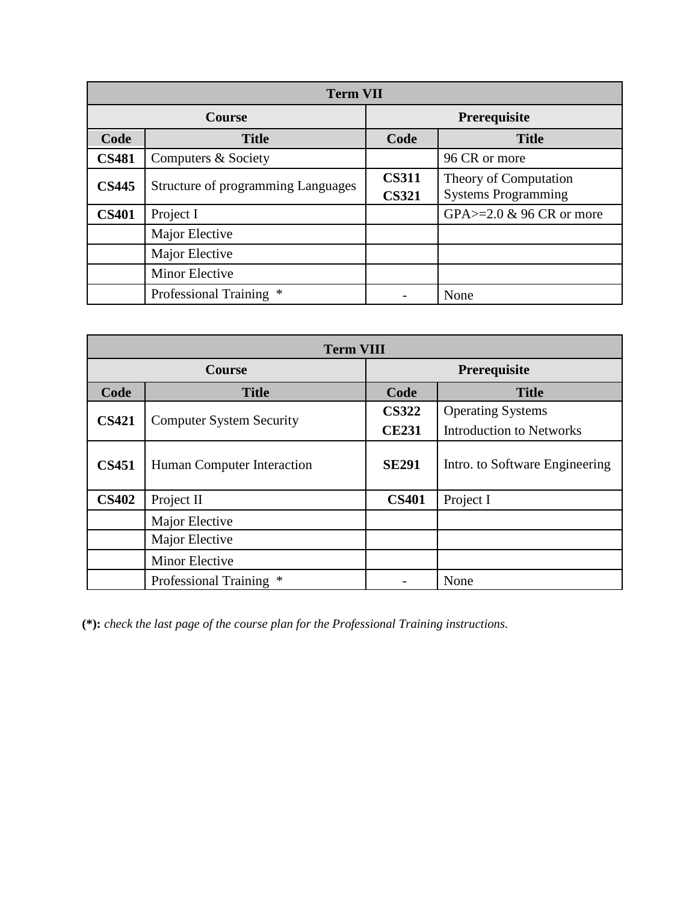| Term VII | | | |
|---|---|---|---|
| Course | | Prerequisite | |
| **Code** | **Title** | **Code** | **Title** |
| **CS481** | Computers & Society | | 96 CR or more |
| **CS445** | Structure of programming Languages | **CS311** **CS321** | Theory of Computation Systems Programming |
| **CS401** | Project I | | GPA>=2.0 & 96 CR or more |
| | Major Elective | | |
| | Major Elective | | |
| | Minor Elective | | |
| | Professional Training * | - | None |

| Term VIII | | | |
|---|---|---|---|
| Course | | Prerequisite | |
| **Code** | **Title** | **Code** | **Title** |
| **CS421** | Computer System Security | **CS322** **CE231** | Operating Systems Introduction to Networks |
| **CS451** | Human Computer Interaction | **SE291** | Intro. to Software Engineering |
| **CS402** | Project II | **CS401** | Project I |
| | Major Elective | | |
| | Major Elective | | |
| | Minor Elective | | |
| | Professional Training * | - | None |

**(*):** *check the last page of the course plan for the Professional Training instructions.*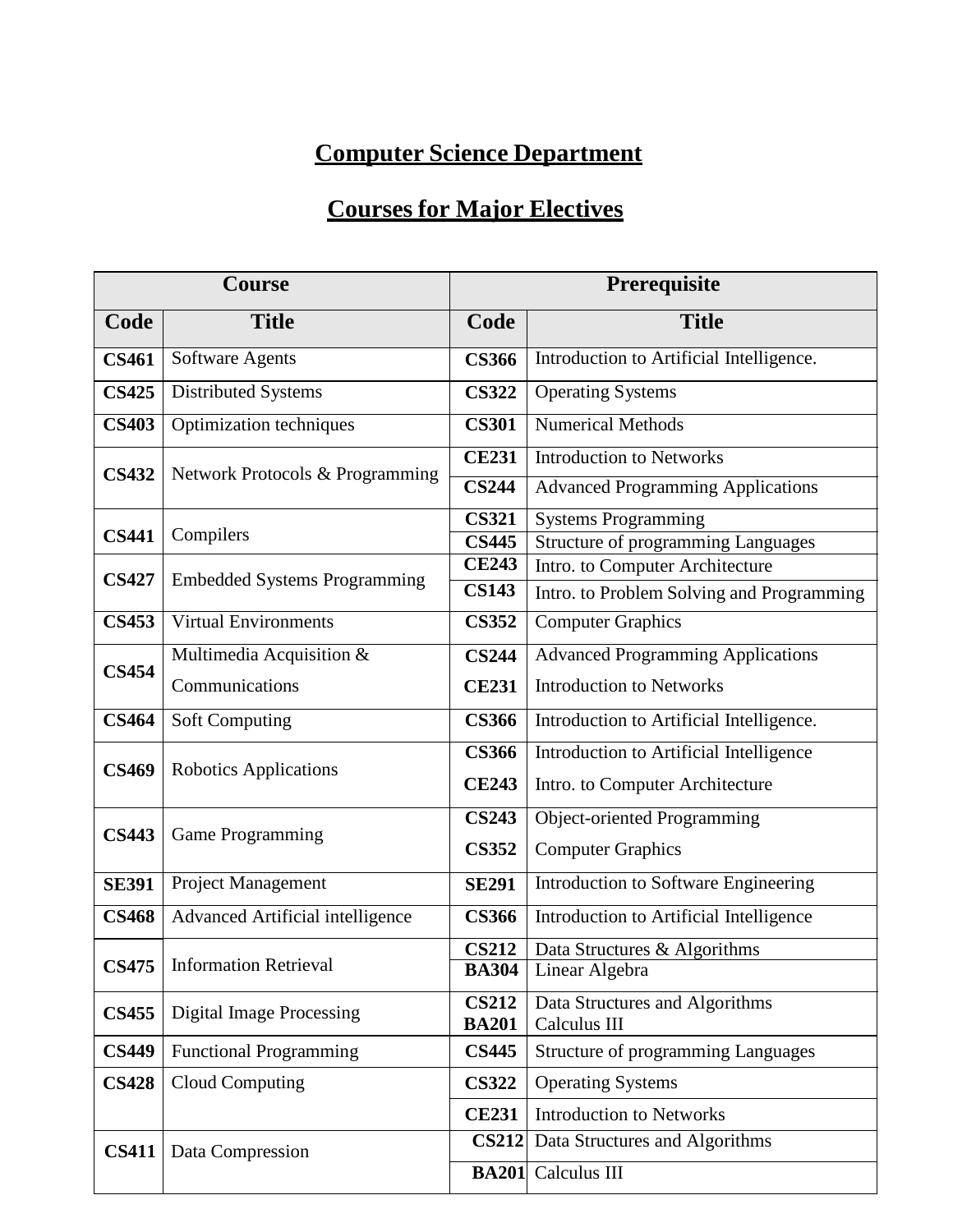# Computer Science Department

## Courses for Major Electives

| Course | | Prerequisite | |
|---|---|---|---|
| **Code** | **Title** | **Code** | **Title** |
| **CS461** | Software Agents | **CS366** | Introduction to Artificial Intelligence. |
| **CS425** | Distributed Systems | **CS322** | Operating Systems |
| **CS403** | Optimization techniques | **CS301** | Numerical Methods |
| **CS432** | Network Protocols & Programming | **CE231** | Introduction to Networks |
| | | **CS244** | Advanced Programming Applications |
| **CS441** | Compilers | **CS321** | Systems Programming |
| | | **CS445** | Structure of programming Languages |
| **CS427** | Embedded Systems Programming | **CE243** | Intro. to Computer Architecture |
| | | **CS143** | Intro. to Problem Solving and Programming |
| **CS453** | Virtual Environments | **CS352** | Computer Graphics |
| **CS454** | Multimedia Acquisition & Communications | **CS244** | Advanced Programming Applications |
| | | **CE231** | Introduction to Networks |
| **CS464** | Soft Computing | **CS366** | Introduction to Artificial Intelligence. |
| **CS469** | Robotics Applications | **CS366** | Introduction to Artificial Intelligence |
| | | **CE243** | Intro. to Computer Architecture |
| **CS443** | Game Programming | **CS243** | Object-oriented Programming |
| | | **CS352** | Computer Graphics |
| **SE391** | Project Management | **SE291** | Introduction to Software Engineering |
| **CS468** | Advanced Artificial intelligence | **CS366** | Introduction to Artificial Intelligence |
| **CS475** | Information Retrieval | **CS212** | Data Structures & Algorithms |
| | | **BA304** | Linear Algebra |
| **CS455** | Digital Image Processing | **CS212** | Data Structures and Algorithms |
| | | **BA201** | Calculus III |
| **CS449** | Functional Programming | **CS445** | Structure of programming Languages |
| **CS428** | Cloud Computing | **CS322** | Operating Systems |
| | | **CE231** | Introduction to Networks |
| **CS411** | Data Compression | **CS212** | Data Structures and Algorithms |
| | | **BA201** | Calculus III |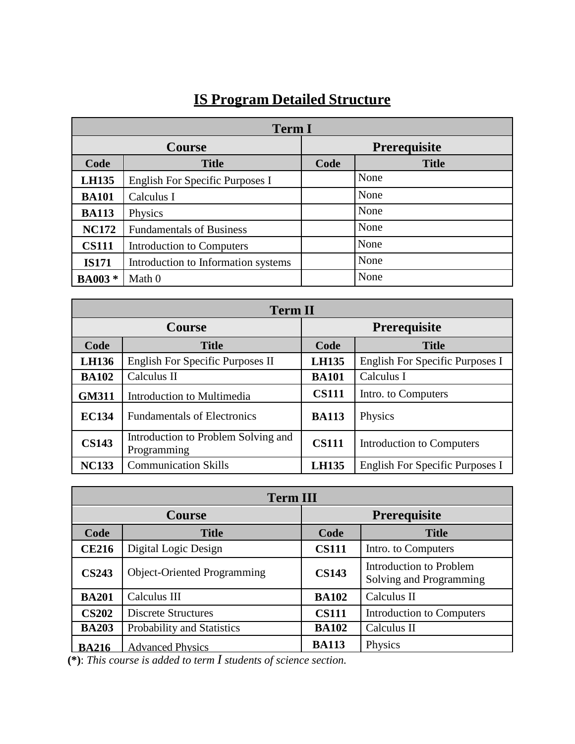# IS Program Detailed Structure

| Term I | | | |
|---|---|---|---|
| **Course** | | **Prerequisite** | |
| **Code** | **Title** | **Code** | **Title** |
| **LH135** | English For Specific Purposes I | | None |
| **BA101** | Calculus I | | None |
| **BA113** | Physics | | None |
| **NC172** | Fundamentals of Business | | None |
| **CS111** | Introduction to Computers | | None |
| **IS171** | Introduction to Information systems | | None |
| **BA003 *** | Math 0 | | None |

| Term II | | | |
|---|---|---|---|
| **Course** | | **Prerequisite** | |
| **Code** | **Title** | **Code** | **Title** |
| **LH136** | English For Specific Purposes II | **LH135** | English For Specific Purposes I |
| **BA102** | Calculus II | **BA101** | Calculus I |
| **GM311** | Introduction to Multimedia | **CS111** | Intro. to Computers |
| **EC134** | Fundamentals of Electronics | **BA113** | Physics |
| **CS143** | Introduction to Problem Solving and Programming | **CS111** | Introduction to Computers |
| **NC133** | Communication Skills | **LH135** | English For Specific Purposes I |

| Term III | | | |
|---|---|---|---|
| **Course** | | **Prerequisite** | |
| **Code** | **Title** | **Code** | **Title** |
| **CE216** | Digital Logic Design | **CS111** | Intro. to Computers |
| **CS243** | Object-Oriented Programming | **CS143** | Introduction to Problem Solving and Programming |
| **BA201** | Calculus III | **BA102** | Calculus II |
| **CS202** | Discrete Structures | **CS111** | Introduction to Computers |
| **BA203** | Probability and Statistics | **BA102** | Calculus II |
| **BA216** | Advanced Physics | **BA113** | Physics |

**(*)**: *This course is added to term I students of science section.*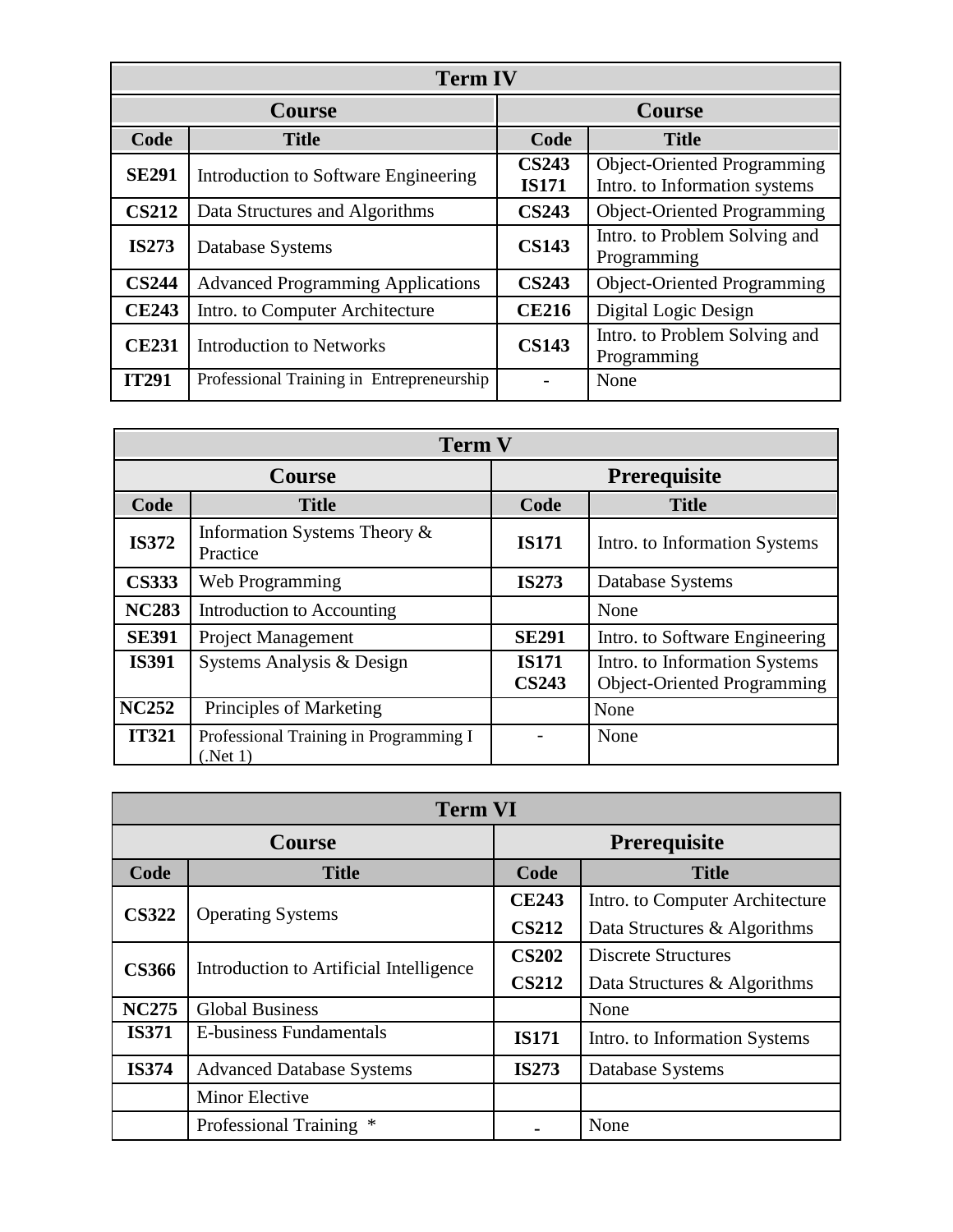| Term IV | | | |
|---|---|---|---|
| **Course** | | **Course** | |
| **Code** | **Title** | **Code** | **Title** |
| **SE291** | Introduction to Software Engineering | **CS243**<br>**IS171** | Object-Oriented Programming<br>Intro. to Information systems |
| **CS212** | Data Structures and Algorithms | **CS243** | Object-Oriented Programming |
| **IS273** | Database Systems | **CS143** | Intro. to Problem Solving and Programming |
| **CS244** | Advanced Programming Applications | **CS243** | Object-Oriented Programming |
| **CE243** | Intro. to Computer Architecture | **CE216** | Digital Logic Design |
| **CE231** | Introduction to Networks | **CS143** | Intro. to Problem Solving and Programming |
| **IT291** | Professional Training in Entrepreneurship | - | None |

| Term V | | | |
|---|---|---|---|
| **Course** | | **Prerequisite** | |
| **Code** | **Title** | **Code** | **Title** |
| **IS372** | Information Systems Theory & Practice | **IS171** | Intro. to Information Systems |
| **CS333** | Web Programming | **IS273** | Database Systems |
| **NC283** | Introduction to Accounting | | None |
| **SE391** | Project Management | **SE291** | Intro. to Software Engineering |
| **IS391** | Systems Analysis & Design | **IS171**<br>**CS243** | Intro. to Information Systems<br>Object-Oriented Programming |
| **NC252** | Principles of Marketing | | None |
| **IT321** | Professional Training in Programming I (.Net 1) | - | None |

| Term VI | | | |
|---|---|---|---|
| **Course** | | **Prerequisite** | |
| **Code** | **Title** | **Code** | **Title** |
| **CS322** | Operating Systems | **CE243**<br>**CS212** | Intro. to Computer Architecture<br>Data Structures & Algorithms |
| **CS366** | Introduction to Artificial Intelligence | **CS202**<br>**CS212** | Discrete Structures<br>Data Structures & Algorithms |
| **NC275** | Global Business | | None |
| **IS371** | E-business Fundamentals | **IS171** | Intro. to Information Systems |
| **IS374** | Advanced Database Systems | **IS273** | Database Systems |
| | Minor Elective | | |
| | Professional Training * | - | None |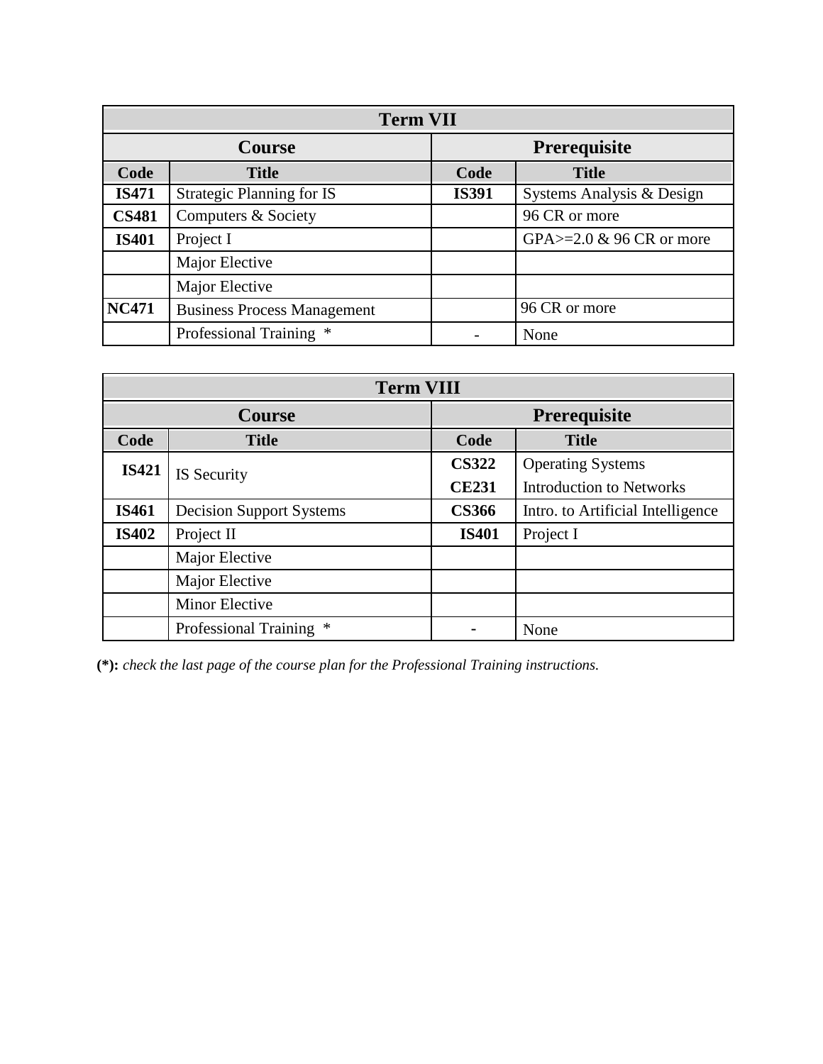| Term VII | | | |
|---|---|---|---|
| Course | | Prerequisite | |
| Code | Title | Code | Title |
| **IS471** | Strategic Planning for IS | **IS391** | Systems Analysis & Design |
| **CS481** | Computers & Society | | 96 CR or more |
| **IS401** | Project I | | GPA>=2.0 & 96 CR or more |
| | Major Elective | | |
| | Major Elective | | |
| **NC471** | Business Process Management | | 96 CR or more |
| | Professional Training * | - | None |

| Term VIII | | | |
|---|---|---|---|
| Course | | Prerequisite | |
| Code | Title | Code | Title |
| **IS421** | IS Security | **CS322** | Operating Systems |
| | | **CE231** | Introduction to Networks |
| **IS461** | Decision Support Systems | **CS366** | Intro. to Artificial Intelligence |
| **IS402** | Project II | **IS401** | Project I |
| | Major Elective | | |
| | Major Elective | | |
| | Minor Elective | | |
| | Professional Training * | - | None |

**(*):** *check the last page of the course plan for the Professional Training instructions.*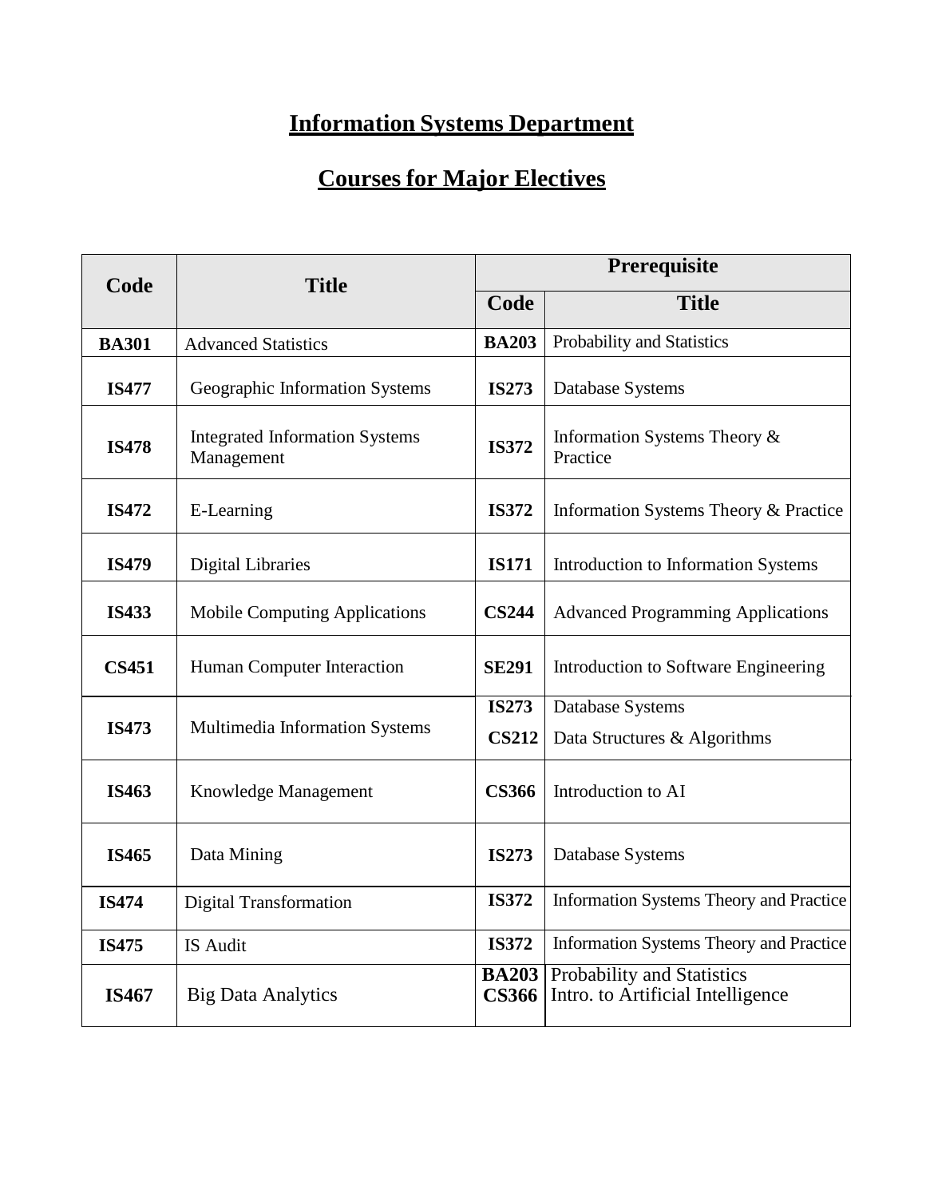# Information Systems Department

## Courses for Major Electives

| Code | Title | Prerequisite | |
|---|---|---|---|
| | | Code | Title |
| **BA301** | Advanced Statistics | **BA203** | Probability and Statistics |
| **IS477** | Geographic Information Systems | **IS273** | Database Systems |
| **IS478** | Integrated Information Systems Management | **IS372** | Information Systems Theory & Practice |
| **IS472** | E-Learning | **IS372** | Information Systems Theory & Practice |
| **IS479** | Digital Libraries | **IS171** | Introduction to Information Systems |
| **IS433** | Mobile Computing Applications | **CS244** | Advanced Programming Applications |
| **CS451** | Human Computer Interaction | **SE291** | Introduction to Software Engineering |
| **IS473** | Multimedia Information Systems | **IS273**<br>**CS212** | Database Systems<br>Data Structures & Algorithms |
| **IS463** | Knowledge Management | **CS366** | Introduction to AI |
| **IS465** | Data Mining | **IS273** | Database Systems |
| **IS474** | Digital Transformation | **IS372** | Information Systems Theory and Practice |
| **IS475** | IS Audit | **IS372** | Information Systems Theory and Practice |
| **IS467** | Big Data Analytics | **BA203**<br>**CS366** | Probability and Statistics<br>Intro. to Artificial Intelligence |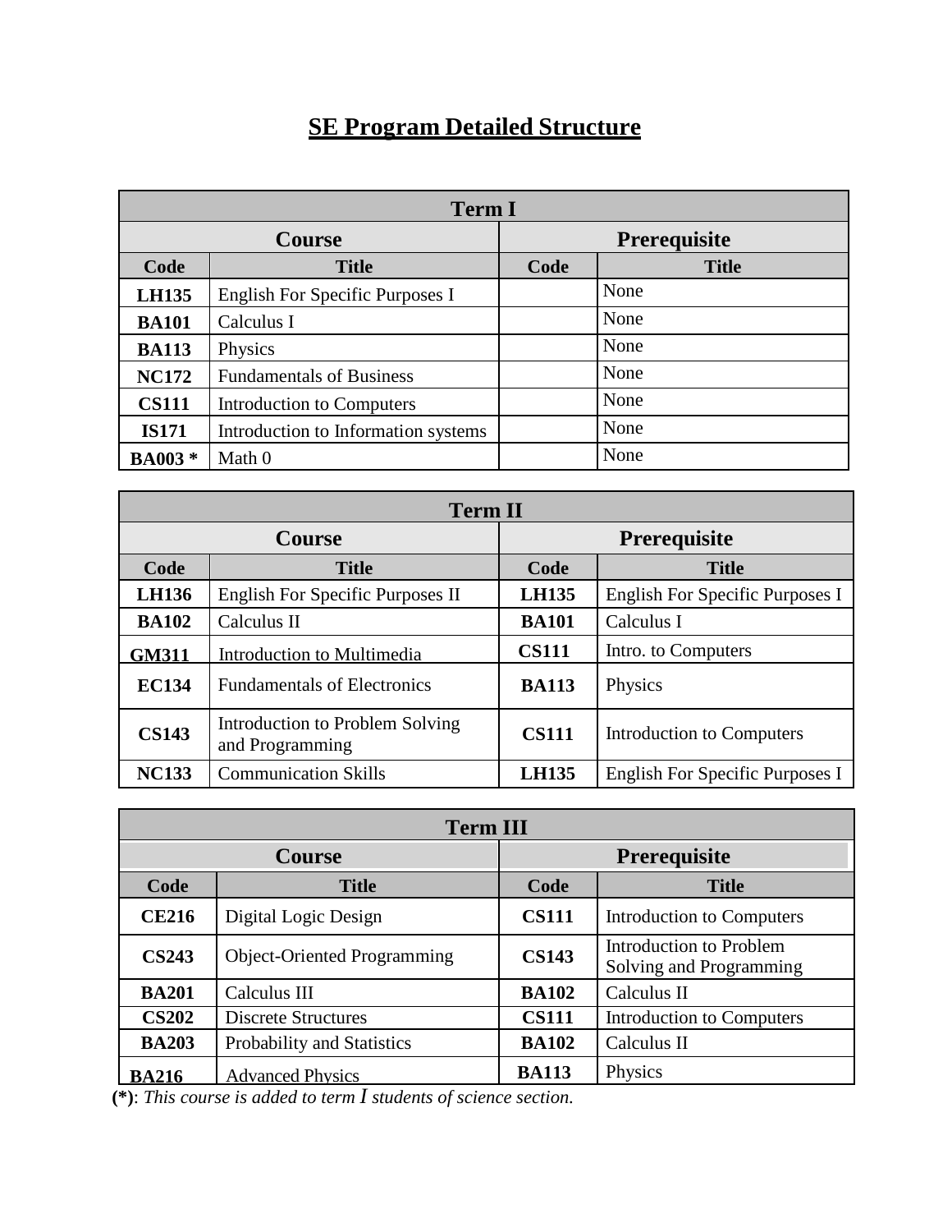# SE Program Detailed Structure

| Term I | | | |
|---|---|---|---|
| **Course** | | **Prerequisite** | |
| **Code** | **Title** | **Code** | **Title** |
| **LH135** | English For Specific Purposes I | | None |
| **BA101** | Calculus I | | None |
| **BA113** | Physics | | None |
| **NC172** | Fundamentals of Business | | None |
| **CS111** | Introduction to Computers | | None |
| **IS171** | Introduction to Information systems | | None |
| **BA003 *** | Math 0 | | None |

| Term II | | | |
|---|---|---|---|
| **Course** | | **Prerequisite** | |
| **Code** | **Title** | **Code** | **Title** |
| **LH136** | English For Specific Purposes II | **LH135** | English For Specific Purposes I |
| **BA102** | Calculus II | **BA101** | Calculus I |
| **GM311** | Introduction to Multimedia | **CS111** | Intro. to Computers |
| **EC134** | Fundamentals of Electronics | **BA113** | Physics |
| **CS143** | Introduction to Problem Solving and Programming | **CS111** | Introduction to Computers |
| **NC133** | Communication Skills | **LH135** | English For Specific Purposes I |

| Term III | | | |
|---|---|---|---|
| **Course** | | **Prerequisite** | |
| **Code** | **Title** | **Code** | **Title** |
| **CE216** | Digital Logic Design | **CS111** | Introduction to Computers |
| **CS243** | Object-Oriented Programming | **CS143** | Introduction to Problem Solving and Programming |
| **BA201** | Calculus III | **BA102** | Calculus II |
| **CS202** | Discrete Structures | **CS111** | Introduction to Computers |
| **BA203** | Probability and Statistics | **BA102** | Calculus II |
| **BA216** | Advanced Physics | **BA113** | Physics |

**(*)**: *This course is added to term I students of science section.*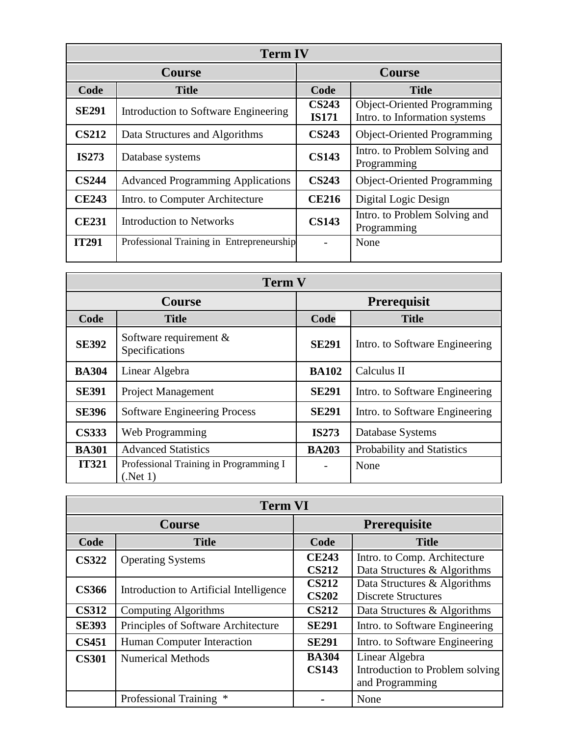| Term IV | | | |
|---|---|---|---|
| **Course** | | **Course** | |
| **Code** | **Title** | **Code** | **Title** |
| **SE291** | Introduction to Software Engineering | **CS243** **IS171** | Object-Oriented Programming Intro. to Information systems |
| **CS212** | Data Structures and Algorithms | **CS243** | Object-Oriented Programming |
| **IS273** | Database systems | **CS143** | Intro. to Problem Solving and Programming |
| **CS244** | Advanced Programming Applications | **CS243** | Object-Oriented Programming |
| **CE243** | Intro. to Computer Architecture | **CE216** | Digital Logic Design |
| **CE231** | Introduction to Networks | **CS143** | Intro. to Problem Solving and Programming |
| **IT291** | Professional Training in Entrepreneurship | - | None |

| Term V | | | |
|---|---|---|---|
| **Course** | | **Prerequisit** | |
| **Code** | **Title** | **Code** | **Title** |
| **SE392** | Software requirement & Specifications | **SE291** | Intro. to Software Engineering |
| **BA304** | Linear Algebra | **BA102** | Calculus II |
| **SE391** | Project Management | **SE291** | Intro. to Software Engineering |
| **SE396** | Software Engineering Process | **SE291** | Intro. to Software Engineering |
| **CS333** | Web Programming | **IS273** | Database Systems |
| **BA301** | Advanced Statistics | **BA203** | Probability and Statistics |
| **IT321** | Professional Training in Programming I (.Net 1) | - | None |

| Term VI | | | |
|---|---|---|---|
| **Course** | | **Prerequisite** | |
| **Code** | **Title** | **Code** | **Title** |
| **CS322** | Operating Systems | **CE243** **CS212** | Intro. to Comp. Architecture Data Structures & Algorithms |
| **CS366** | Introduction to Artificial Intelligence | **CS212** **CS202** | Data Structures & Algorithms Discrete Structures |
| **CS312** | Computing Algorithms | **CS212** | Data Structures & Algorithms |
| **SE393** | Principles of Software Architecture | **SE291** | Intro. to Software Engineering |
| **CS451** | Human Computer Interaction | **SE291** | Intro. to Software Engineering |
| **CS301** | Numerical Methods | **BA304** **CS143** | Linear Algebra Introduction to Problem solving and Programming |
| | Professional Training * | - | None |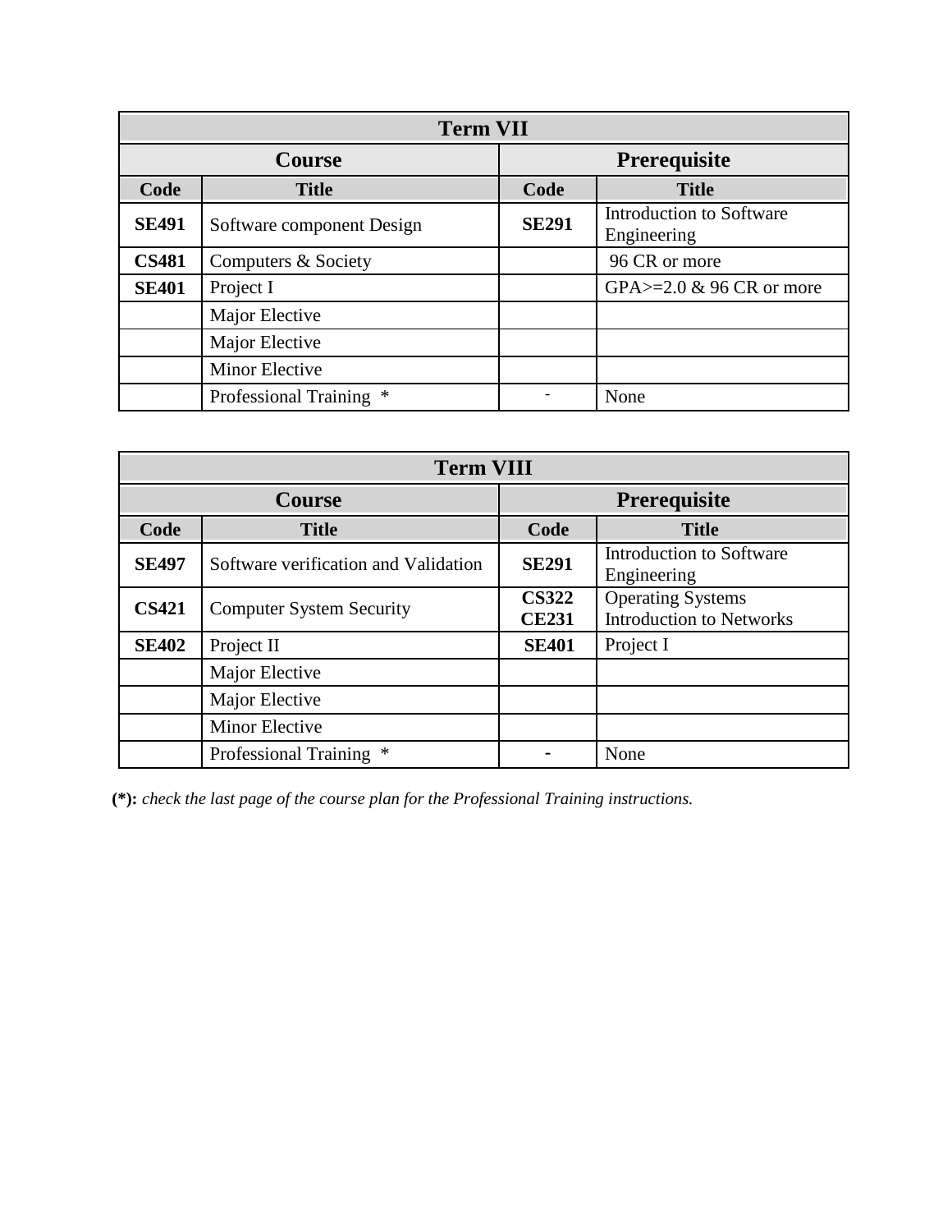| Term VII | | | |
|---|---|---|---|
| **Course** | | **Prerequisite** | |
| **Code** | **Title** | **Code** | **Title** |
| **SE491** | Software component Design | **SE291** | Introduction to Software Engineering |
| **CS481** | Computers & Society | | 96 CR or more |
| **SE401** | Project I | | GPA>=2.0 & 96 CR or more |
| | Major Elective | | |
| | Major Elective | | |
| | Minor Elective | | |
| | Professional Training * | - | None |

| Term VIII | | | |
|---|---|---|---|
| **Course** | | **Prerequisite** | |
| **Code** | **Title** | **Code** | **Title** |
| **SE497** | Software verification and Validation | **SE291** | Introduction to Software Engineering |
| **CS421** | Computer System Security | **CS322** **CE231** | Operating Systems Introduction to Networks |
| **SE402** | Project II | **SE401** | Project I |
| | Major Elective | | |
| | Major Elective | | |
| | Minor Elective | | |
| | Professional Training * | - | None |

**(*):** *check the last page of the course plan for the Professional Training instructions.*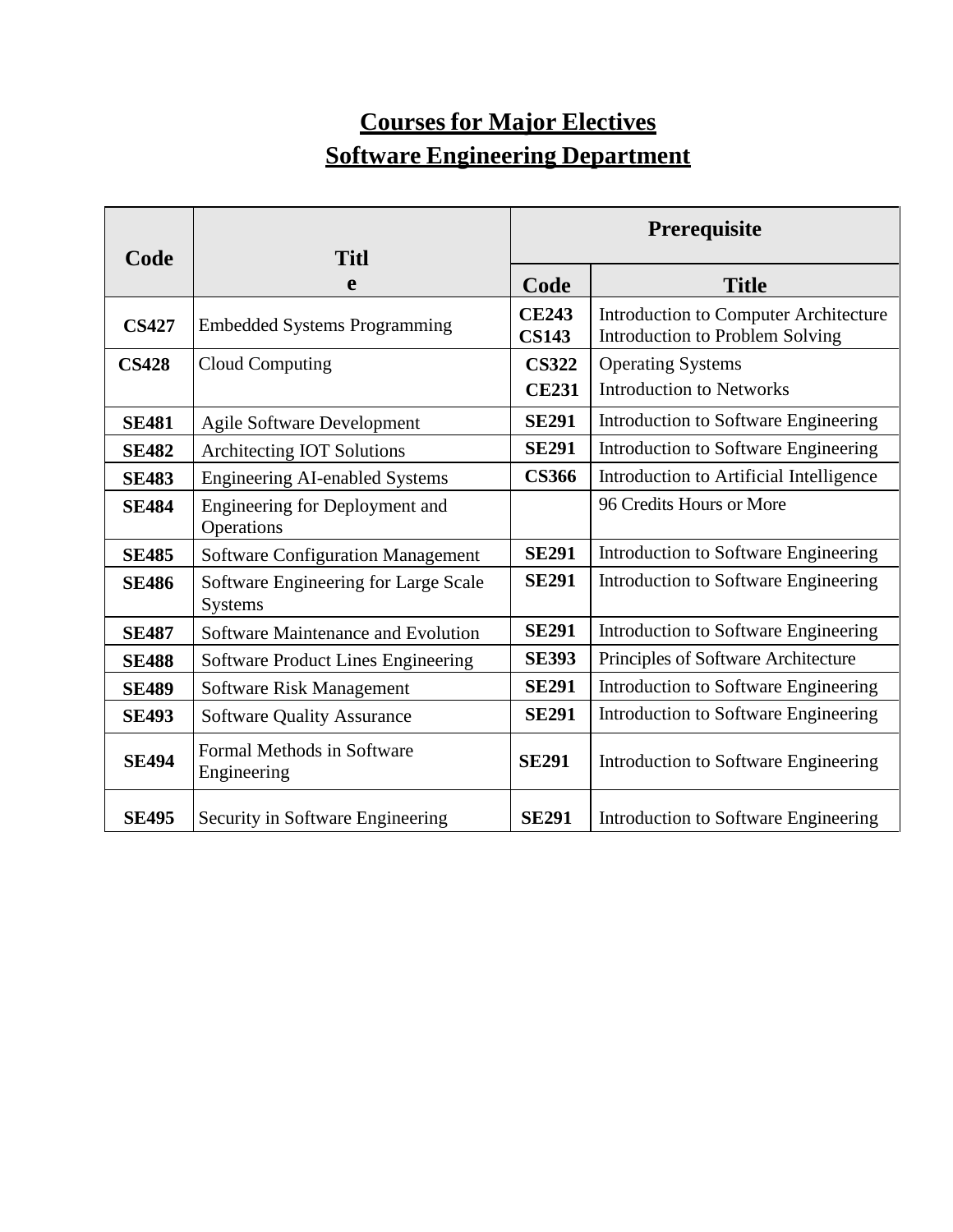# Courses for Major Electives

## Software Engineering Department

| Code | Title | Prerequisite | |
|---|---|---|---|
| | | Code | Title |
| CS427 | Embedded Systems Programming | CE243<br>CS143 | Introduction to Computer Architecture<br>Introduction to Problem Solving |
| CS428 | Cloud Computing | CS322<br>CE231 | Operating Systems<br>Introduction to Networks |
| SE481 | Agile Software Development | SE291 | Introduction to Software Engineering |
| SE482 | Architecting IOT Solutions | SE291 | Introduction to Software Engineering |
| SE483 | Engineering AI-enabled Systems | CS366 | Introduction to Artificial Intelligence |
| SE484 | Engineering for Deployment and Operations | | 96 Credits Hours or More |
| SE485 | Software Configuration Management | SE291 | Introduction to Software Engineering |
| SE486 | Software Engineering for Large Scale Systems | SE291 | Introduction to Software Engineering |
| SE487 | Software Maintenance and Evolution | SE291 | Introduction to Software Engineering |
| SE488 | Software Product Lines Engineering | SE393 | Principles of Software Architecture |
| SE489 | Software Risk Management | SE291 | Introduction to Software Engineering |
| SE493 | Software Quality Assurance | SE291 | Introduction to Software Engineering |
| SE494 | Formal Methods in Software Engineering | SE291 | Introduction to Software Engineering |
| SE495 | Security in Software Engineering | SE291 | Introduction to Software Engineering |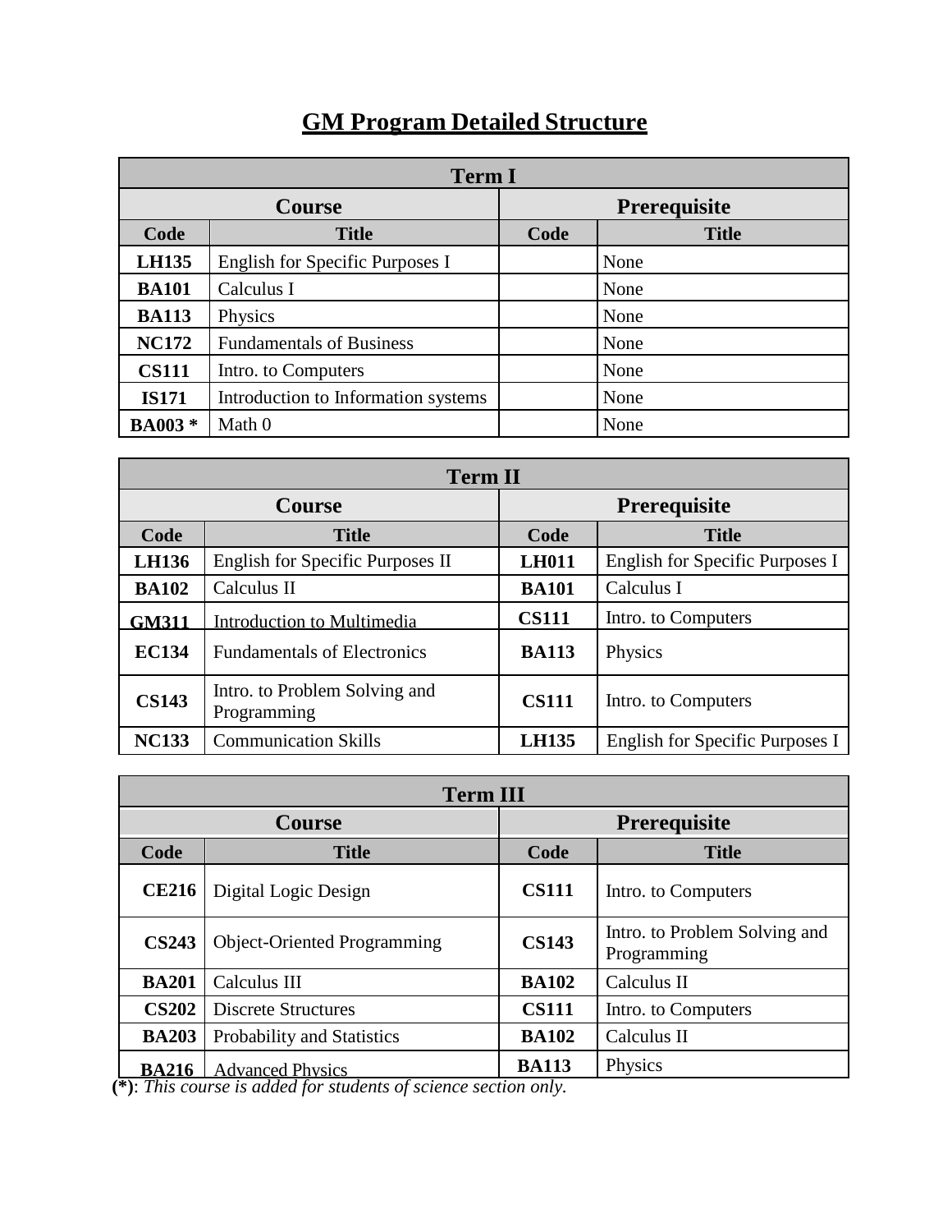# GM Program Detailed Structure

| Term I | | | |
|---|---|---|---|
| **Course** | | **Prerequisite** | |
| **Code** | **Title** | **Code** | **Title** |
| **LH135** | English for Specific Purposes I | | None |
| **BA101** | Calculus I | | None |
| **BA113** | Physics | | None |
| **NC172** | Fundamentals of Business | | None |
| **CS111** | Intro. to Computers | | None |
| **IS171** | Introduction to Information systems | | None |
| **BA003 *** | Math 0 | | None |

| Term II | | | |
|---|---|---|---|
| **Course** | | **Prerequisite** | |
| **Code** | **Title** | **Code** | **Title** |
| **LH136** | English for Specific Purposes II | **LH011** | English for Specific Purposes I |
| **BA102** | Calculus II | **BA101** | Calculus I |
| **GM311** | Introduction to Multimedia | **CS111** | Intro. to Computers |
| **EC134** | Fundamentals of Electronics | **BA113** | Physics |
| **CS143** | Intro. to Problem Solving and Programming | **CS111** | Intro. to Computers |
| **NC133** | Communication Skills | **LH135** | English for Specific Purposes I |

| Term III | | | |
|---|---|---|---|
| **Course** | | **Prerequisite** | |
| **Code** | **Title** | **Code** | **Title** |
| **CE216** | Digital Logic Design | **CS111** | Intro. to Computers |
| **CS243** | Object-Oriented Programming | **CS143** | Intro. to Problem Solving and Programming |
| **BA201** | Calculus III | **BA102** | Calculus II |
| **CS202** | Discrete Structures | **CS111** | Intro. to Computers |
| **BA203** | Probability and Statistics | **BA102** | Calculus II |
| **BA216** | Advanced Physics | **BA113** | Physics |

**(*)**: *This course is added for students of science section only.*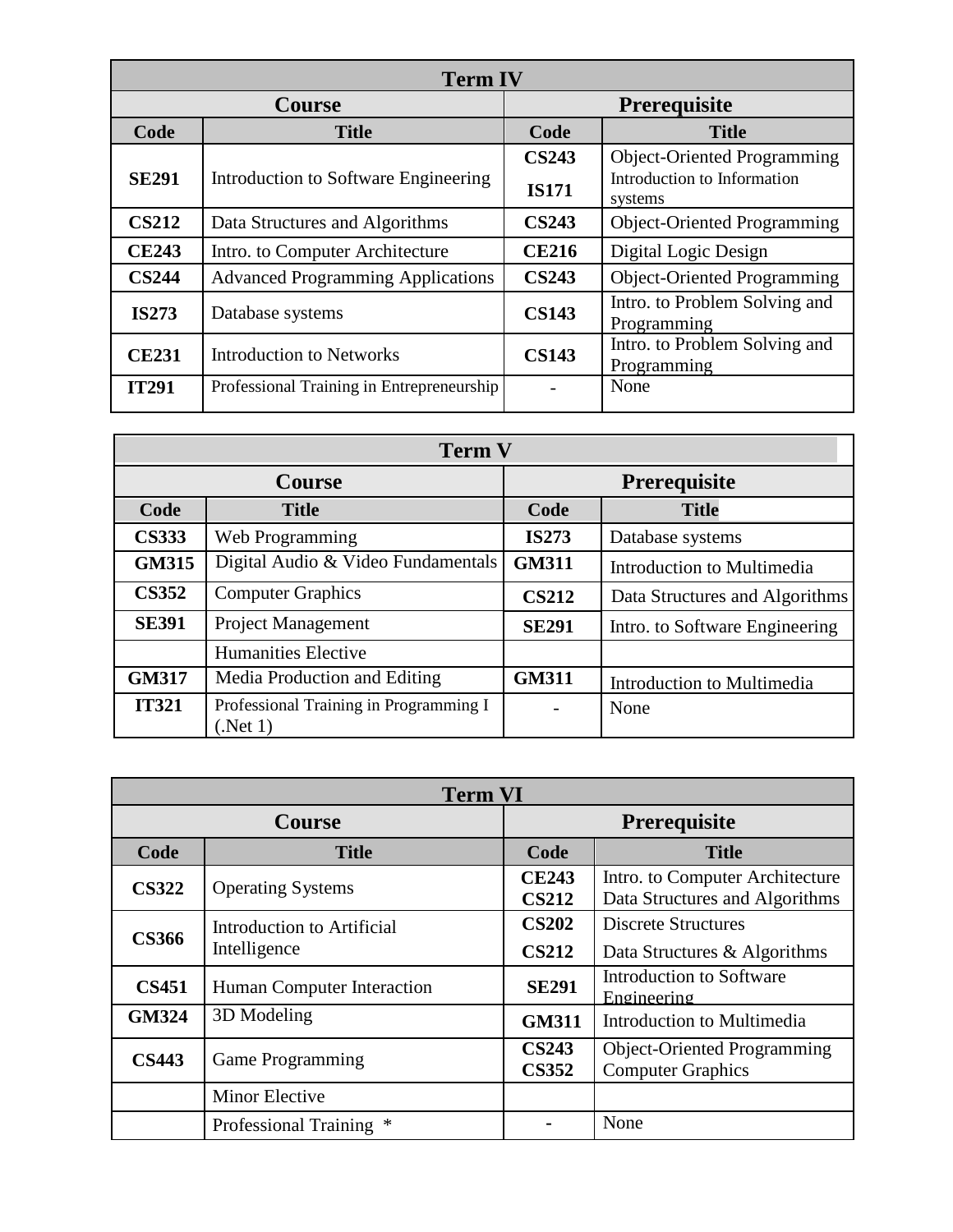| Term IV | | | |
|---|---|---|---|
| **Course** | | **Prerequisite** | |
| **Code** | **Title** | **Code** | **Title** |
| **SE291** | Introduction to Software Engineering | **CS243**<br>**IS171** | Object-Oriented Programming<br>Introduction to Information systems |
| **CS212** | Data Structures and Algorithms | **CS243** | Object-Oriented Programming |
| **CE243** | Intro. to Computer Architecture | **CE216** | Digital Logic Design |
| **CS244** | Advanced Programming Applications | **CS243** | Object-Oriented Programming |
| **IS273** | Database systems | **CS143** | Intro. to Problem Solving and Programming |
| **CE231** | Introduction to Networks | **CS143** | Intro. to Problem Solving and Programming |
| **IT291** | Professional Training in Entrepreneurship | - | None |

| Term V | | | |
|---|---|---|---|
| **Course** | | **Prerequisite** | |
| **Code** | **Title** | **Code** | **Title** |
| **CS333** | Web Programming | **IS273** | Database systems |
| **GM315** | Digital Audio & Video Fundamentals | **GM311** | Introduction to Multimedia |
| **CS352** | Computer Graphics | **CS212** | Data Structures and Algorithms |
| **SE391** | Project Management | **SE291** | Intro. to Software Engineering |
| | Humanities Elective | | |
| **GM317** | Media Production and Editing | **GM311** | Introduction to Multimedia |
| **IT321** | Professional Training in Programming I (.Net 1) | - | None |

| Term VI | | | |
|---|---|---|---|
| **Course** | | **Prerequisite** | |
| **Code** | **Title** | **Code** | **Title** |
| **CS322** | Operating Systems | **CE243**<br>**CS212** | Intro. to Computer Architecture<br>Data Structures and Algorithms |
| **CS366** | Introduction to Artificial Intelligence | **CS202**<br>**CS212** | Discrete Structures<br>Data Structures & Algorithms |
| **CS451** | Human Computer Interaction | **SE291** | Introduction to Software Engineering |
| **GM324** | 3D Modeling | **GM311** | Introduction to Multimedia |
| **CS443** | Game Programming | **CS243**<br>**CS352** | Object-Oriented Programming<br>Computer Graphics |
| | Minor Elective | | |
| | Professional Training * | - | None |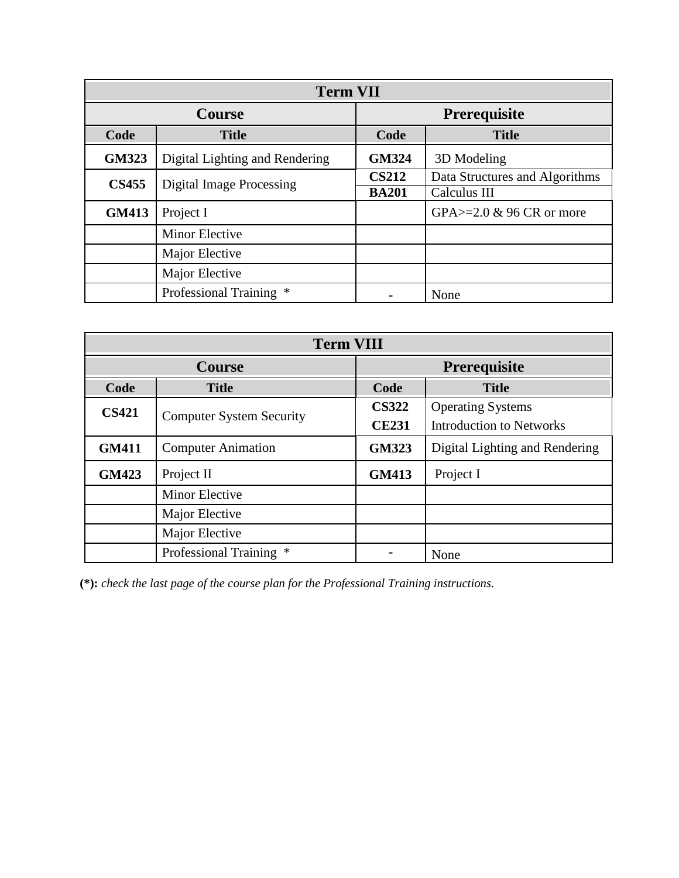| Term VII | | | |
|---|---|---|---|
| **Course** | | **Prerequisite** | |
| **Code** | **Title** | **Code** | **Title** |
| **GM323** | Digital Lighting and Rendering | **GM324** | 3D Modeling |
| **CS455** | Digital Image Processing | **CS212** | Data Structures and Algorithms |
| | | **BA201** | Calculus III |
| **GM413** | Project I | | GPA>=2.0 & 96 CR or more |
| | Minor Elective | | |
| | Major Elective | | |
| | Major Elective | | |
| | Professional Training * | - | None |

| Term VIII | | | |
|---|---|---|---|
| **Course** | | **Prerequisite** | |
| **Code** | **Title** | **Code** | **Title** |
| **CS421** | Computer System Security | **CS322** | Operating Systems |
| | | **CE231** | Introduction to Networks |
| **GM411** | Computer Animation | **GM323** | Digital Lighting and Rendering |
| **GM423** | Project II | **GM413** | Project I |
| | Minor Elective | | |
| | Major Elective | | |
| | Major Elective | | |
| | Professional Training * | - | None |

**(*):** *check the last page of the course plan for the Professional Training instructions.*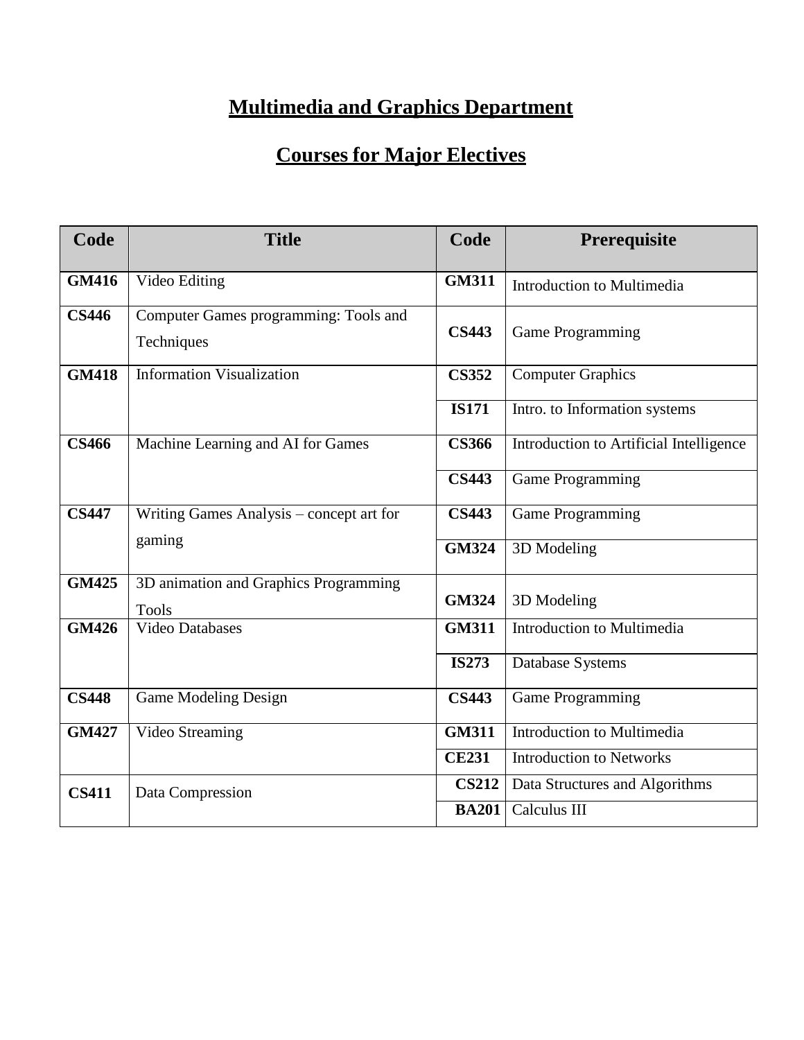# Multimedia and Graphics Department

## Courses for Major Electives

| Code | Title | Code | Prerequisite |
|---|---|---|---|
| **GM416** | Video Editing | **GM311** | Introduction to Multimedia |
| **CS446** | Computer Games programming: Tools and Techniques | **CS443** | Game Programming |
| **GM418** | Information Visualization | **CS352** | Computer Graphics |
| | | **IS171** | Intro. to Information systems |
| **CS466** | Machine Learning and AI for Games | **CS366** | Introduction to Artificial Intelligence |
| | | **CS443** | Game Programming |
| **CS447** | Writing Games Analysis – concept art for gaming | **CS443** | Game Programming |
| | | **GM324** | 3D Modeling |
| **GM425** | 3D animation and Graphics Programming Tools | **GM324** | 3D Modeling |
| **GM426** | Video Databases | **GM311** | Introduction to Multimedia |
| | | **IS273** | Database Systems |
| **CS448** | Game Modeling Design | **CS443** | Game Programming |
| **GM427** | Video Streaming | **GM311** | Introduction to Multimedia |
| | | **CE231** | Introduction to Networks |
| **CS411** | Data Compression | **CS212** | Data Structures and Algorithms |
| | | **BA201** | Calculus III |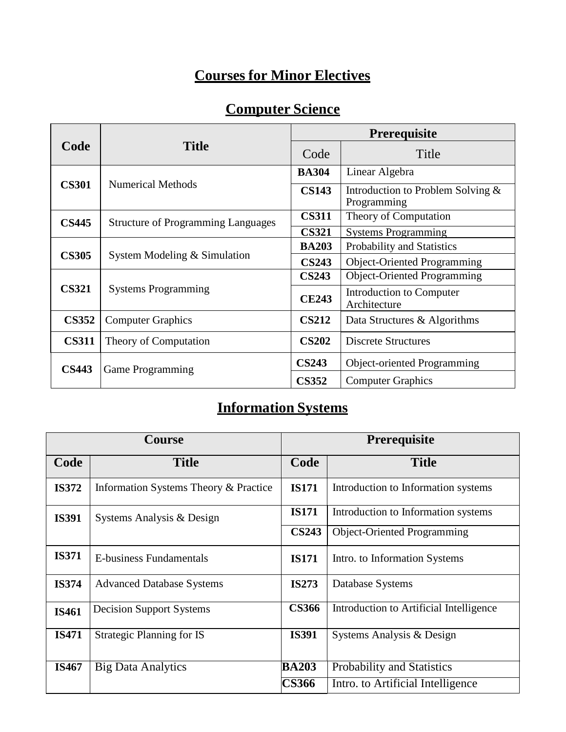# Courses for Minor Electives

## Computer Science

| Code | Title | Prerequisite | |
|---|---|---|---|
| | | Code | Title |
| CS301 | Numerical Methods | BA304 | Linear Algebra |
| | | CS143 | Introduction to Problem Solving & Programming |
| CS445 | Structure of Programming Languages | CS311 | Theory of Computation |
| | | CS321 | Systems Programming |
| CS305 | System Modeling & Simulation | BA203 | Probability and Statistics |
| | | CS243 | Object-Oriented Programming |
| CS321 | Systems Programming | CS243 | Object-Oriented Programming |
| | | CE243 | Introduction to Computer Architecture |
| CS352 | Computer Graphics | CS212 | Data Structures & Algorithms |
| CS311 | Theory of Computation | CS202 | Discrete Structures |
| CS443 | Game Programming | CS243 | Object-oriented Programming |
| | | CS352 | Computer Graphics |

## Information Systems

| Course | | Prerequisite | |
|---|---|---|---|
| Code | Title | Code | Title |
| IS372 | Information Systems Theory & Practice | IS171 | Introduction to Information systems |
| IS391 | Systems Analysis & Design | IS171 | Introduction to Information systems |
| | | CS243 | Object-Oriented Programming |
| IS371 | E-business Fundamentals | IS171 | Intro. to Information Systems |
| IS374 | Advanced Database Systems | IS273 | Database Systems |
| IS461 | Decision Support Systems | CS366 | Introduction to Artificial Intelligence |
| IS471 | Strategic Planning for IS | IS391 | Systems Analysis & Design |
| IS467 | Big Data Analytics | BA203 | Probability and Statistics |
| | | CS366 | Intro. to Artificial Intelligence |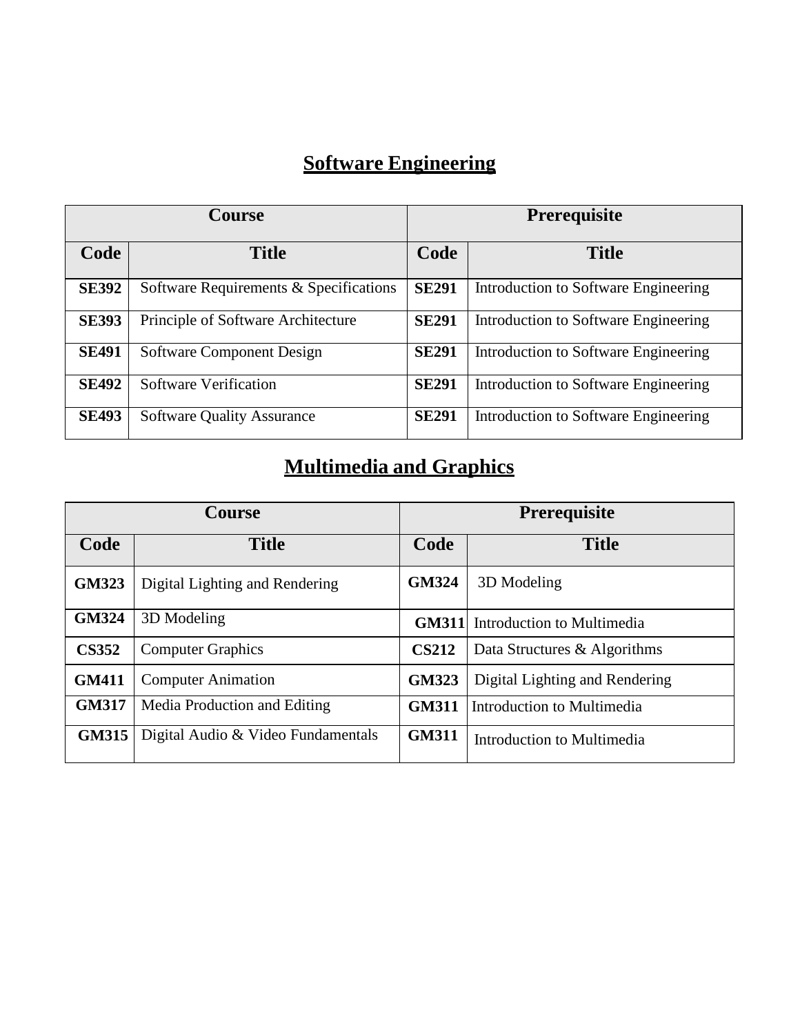## Software Engineering

| Course | | Prerequisite | |
|---|---|---|---|
| **Code** | **Title** | **Code** | **Title** |
| **SE392** | Software Requirements & Specifications | **SE291** | Introduction to Software Engineering |
| **SE393** | Principle of Software Architecture | **SE291** | Introduction to Software Engineering |
| **SE491** | Software Component Design | **SE291** | Introduction to Software Engineering |
| **SE492** | Software Verification | **SE291** | Introduction to Software Engineering |
| **SE493** | Software Quality Assurance | **SE291** | Introduction to Software Engineering |

## Multimedia and Graphics

| Course | | Prerequisite | |
|---|---|---|---|
| **Code** | **Title** | **Code** | **Title** |
| **GM323** | Digital Lighting and Rendering | **GM324** | 3D Modeling |
| **GM324** | 3D Modeling | **GM311** | Introduction to Multimedia |
| **CS352** | Computer Graphics | **CS212** | Data Structures & Algorithms |
| **GM411** | Computer Animation | **GM323** | Digital Lighting and Rendering |
| **GM317** | Media Production and Editing | **GM311** | Introduction to Multimedia |
| **GM315** | Digital Audio & Video Fundamentals | **GM311** | Introduction to Multimedia |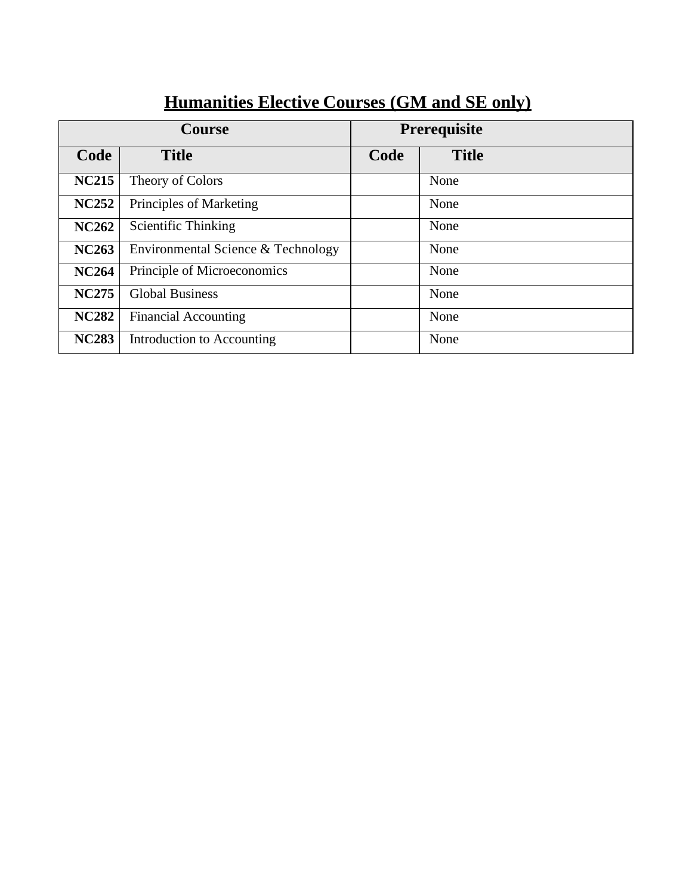## Humanities Elective Courses (GM and SE only)

| Course | | Prerequisite | |
|---|---|---|---|
| **Code** | **Title** | **Code** | **Title** |
| **NC215** | Theory of Colors | | None |
| **NC252** | Principles of Marketing | | None |
| **NC262** | Scientific Thinking | | None |
| **NC263** | Environmental Science & Technology | | None |
| **NC264** | Principle of Microeconomics | | None |
| **NC275** | Global Business | | None |
| **NC282** | Financial Accounting | | None |
| **NC283** | Introduction to Accounting | | None |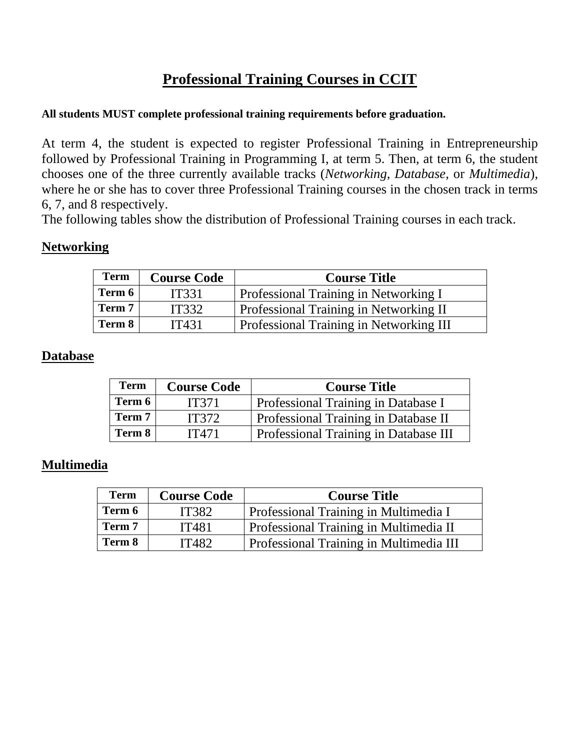# Professional Training Courses in CCIT

**All students MUST complete professional training requirements before graduation.**

At term 4, the student is expected to register Professional Training in Entrepreneurship followed by Professional Training in Programming I, at term 5. Then, at term 6, the student chooses one of the three currently available tracks (*Networking*, *Database*, or *Multimedia*), where he or she has to cover three Professional Training courses in the chosen track in terms 6, 7, and 8 respectively.
The following tables show the distribution of Professional Training courses in each track.

## Networking

| Term | Course Code | Course Title |
|---|---|---|
| **Term 6** | IT331 | Professional Training in Networking I |
| **Term 7** | IT332 | Professional Training in Networking II |
| **Term 8** | IT431 | Professional Training in Networking III |

## Database

| Term | Course Code | Course Title |
|---|---|---|
| **Term 6** | IT371 | Professional Training in Database I |
| **Term 7** | IT372 | Professional Training in Database II |
| **Term 8** | IT471 | Professional Training in Database III |

## Multimedia

| Term | Course Code | Course Title |
|---|---|---|
| **Term 6** | IT382 | Professional Training in Multimedia I |
| **Term 7** | IT481 | Professional Training in Multimedia II |
| **Term 8** | IT482 | Professional Training in Multimedia III |